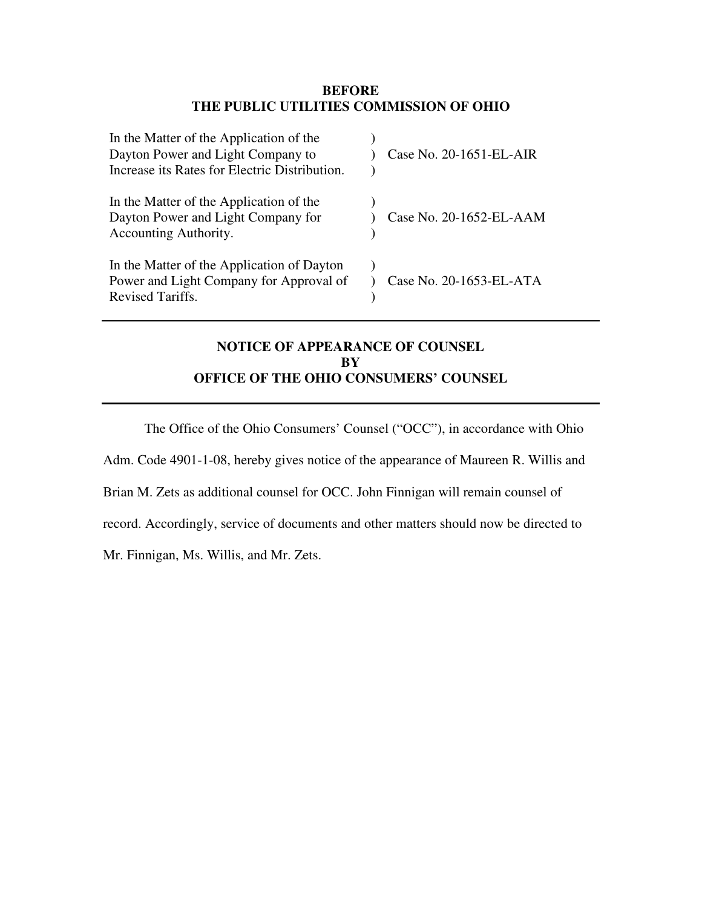**BEFORE**
**THE PUBLIC UTILITIES COMMISSION OF OHIO**

| | | |
|---|---|---|
| In the Matter of the Application of the Dayton Power and Light Company to Increase its Rates for Electric Distribution. | ) ) ) | Case No. 20-1651-EL-AIR |
| In the Matter of the Application of the Dayton Power and Light Company for Accounting Authority. | ) ) ) | Case No. 20-1652-EL-AAM |
| In the Matter of the Application of Dayton Power and Light Company for Approval of Revised Tariffs. | ) ) ) | Case No. 20-1653-EL-ATA |

---

**NOTICE OF APPEARANCE OF COUNSEL**
**BY**
**OFFICE OF THE OHIO CONSUMERS' COUNSEL**

---

The Office of the Ohio Consumers' Counsel ("OCC"), in accordance with Ohio Adm. Code 4901-1-08, hereby gives notice of the appearance of Maureen R. Willis and Brian M. Zets as additional counsel for OCC. John Finnigan will remain counsel of record. Accordingly, service of documents and other matters should now be directed to Mr. Finnigan, Ms. Willis, and Mr. Zets.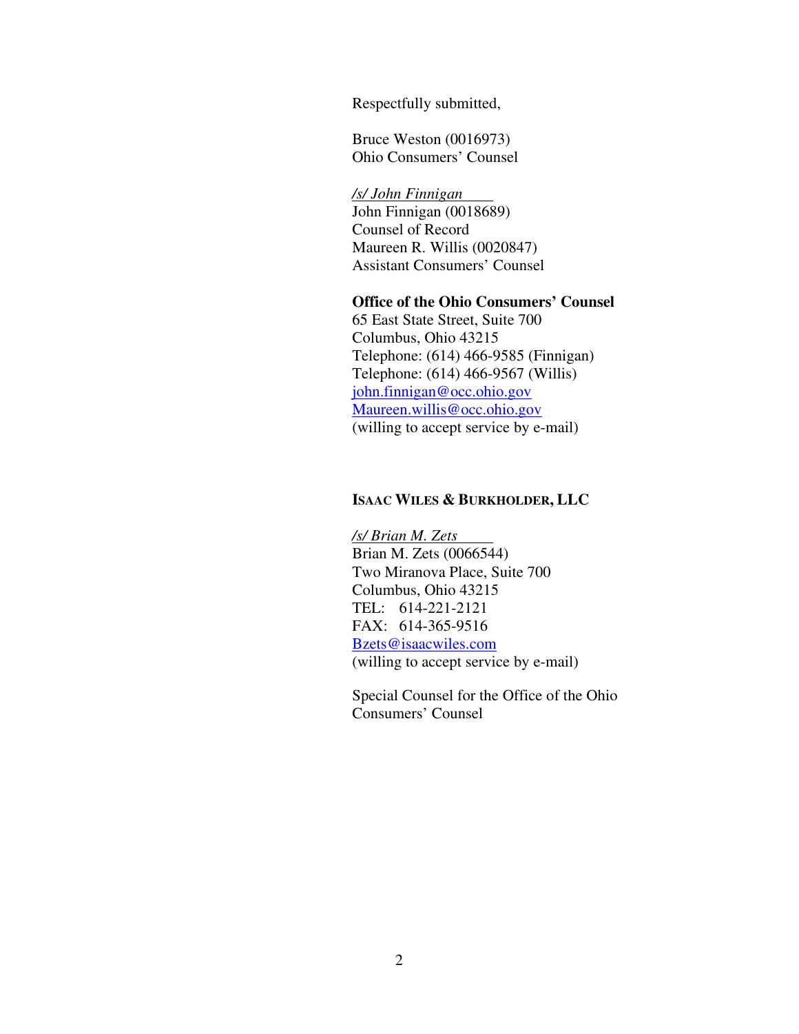Respectfully submitted,

Bruce Weston (0016973)
Ohio Consumers' Counsel

*/s/ John Finnigan*
John Finnigan (0018689)
Counsel of Record
Maureen R. Willis (0020847)
Assistant Consumers' Counsel

**Office of the Ohio Consumers' Counsel**
65 East State Street, Suite 700
Columbus, Ohio 43215
Telephone: (614) 466-9585 (Finnigan)
Telephone: (614) 466-9567 (Willis)
john.finnigan@occ.ohio.gov
Maureen.willis@occ.ohio.gov
(willing to accept service by e-mail)

**ISAAC WILES & BURKHOLDER, LLC**

*/s/ Brian M. Zets*
Brian M. Zets (0066544)
Two Miranova Place, Suite 700
Columbus, Ohio 43215
TEL: 614-221-2121
FAX: 614-365-9516
Bzets@isaacwiles.com
(willing to accept service by e-mail)

Special Counsel for the Office of the Ohio Consumers' Counsel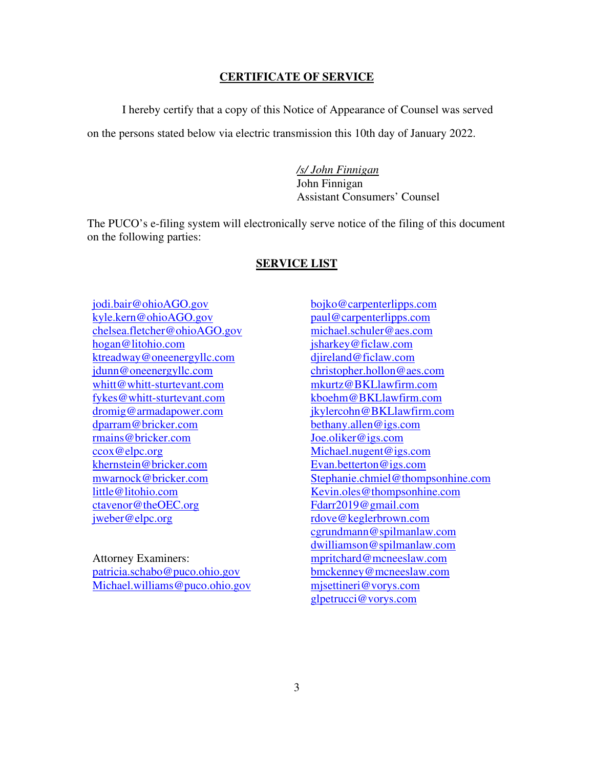## CERTIFICATE OF SERVICE

I hereby certify that a copy of this Notice of Appearance of Counsel was served on the persons stated below via electric transmission this 10th day of January 2022.

*/s/ John Finnigan*
John Finnigan
Assistant Consumers' Counsel

The PUCO's e-filing system will electronically serve notice of the filing of this document on the following parties:

## SERVICE LIST

jodi.bair@ohioAGO.gov
kyle.kern@ohioAGO.gov
chelsea.fletcher@ohioAGO.gov
hogan@litohio.com
ktreadway@oneenergyllc.com
jdunn@oneenergyllc.com
whitt@whitt-sturtevant.com
fykes@whitt-sturtevant.com
dromig@armadapower.com
dparram@bricker.com
rmains@bricker.com
ccox@elpc.org
khernstein@bricker.com
mwarnock@bricker.com
little@litohio.com
ctavenor@theOEC.org
jweber@elpc.org

Attorney Examiners:
patricia.schabo@puco.ohio.gov
Michael.williams@puco.ohio.gov

bojko@carpenterlipps.com
paul@carpenterlipps.com
michael.schuler@aes.com
jsharkey@ficlaw.com
djireland@ficlaw.com
christopher.hollon@aes.com
mkurtz@BKLlawfirm.com
kboehm@BKLlawfirm.com
jkylercohn@BKLlawfirm.com
bethany.allen@igs.com
Joe.oliker@igs.com
Michael.nugent@igs.com
Evan.betterton@igs.com
Stephanie.chmiel@thompsonhine.com
Kevin.oles@thompsonhine.com
Fdarr2019@gmail.com
rdove@keglerbrown.com
cgrundmann@spilmanlaw.com
dwilliamson@spilmanlaw.com
mpritchard@mcneeslaw.com
bmckenney@mcneeslaw.com
mjsettineri@vorys.com
glpetrucci@vorys.com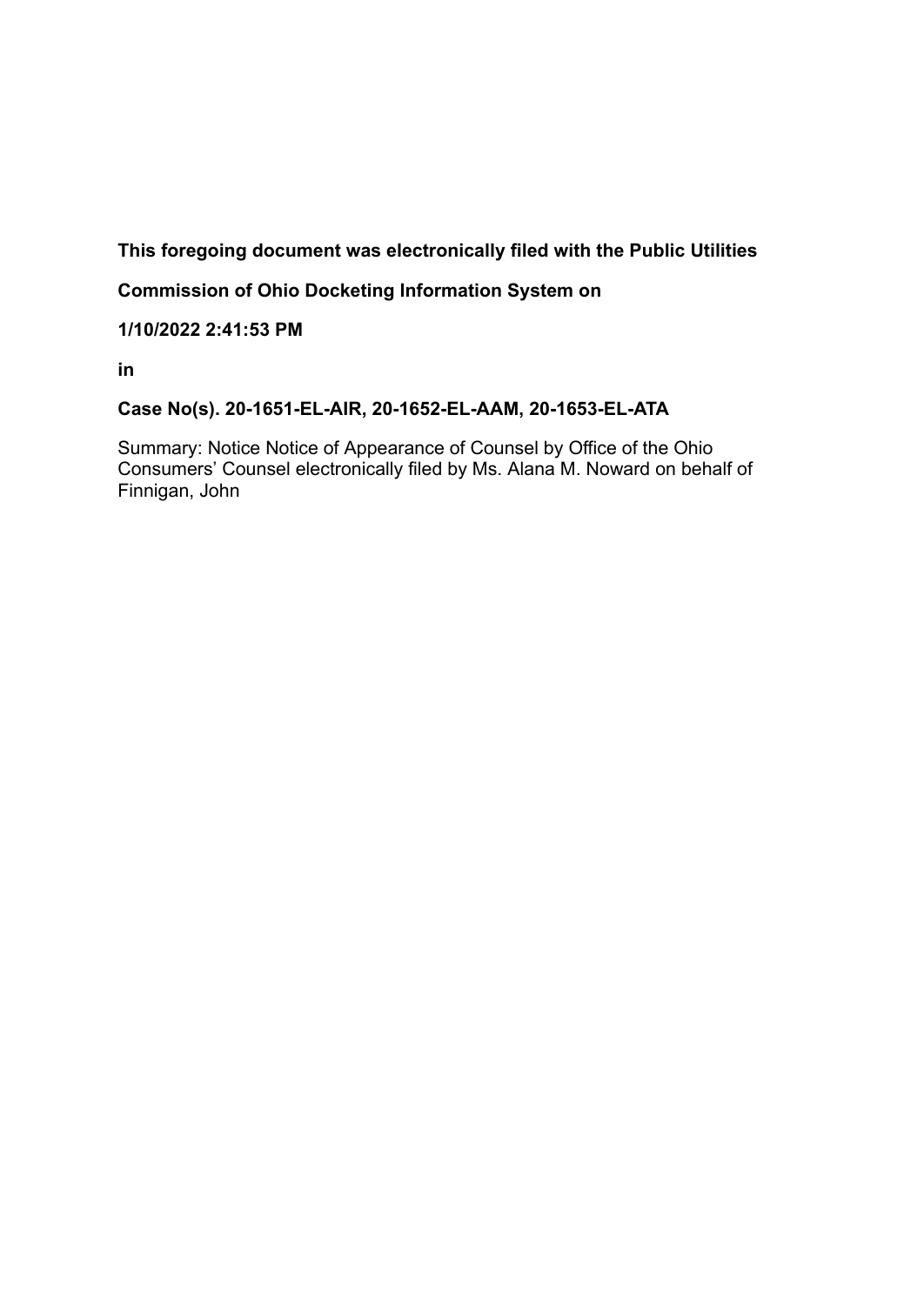**This foregoing document was electronically filed with the Public Utilities**

**Commission of Ohio Docketing Information System on**

**1/10/2022 2:41:53 PM**

**in**

**Case No(s). 20-1651-EL-AIR, 20-1652-EL-AAM, 20-1653-EL-ATA**

Summary: Notice Notice of Appearance of Counsel by Office of the Ohio Consumers' Counsel electronically filed by Ms. Alana M. Noward on behalf of Finnigan, John